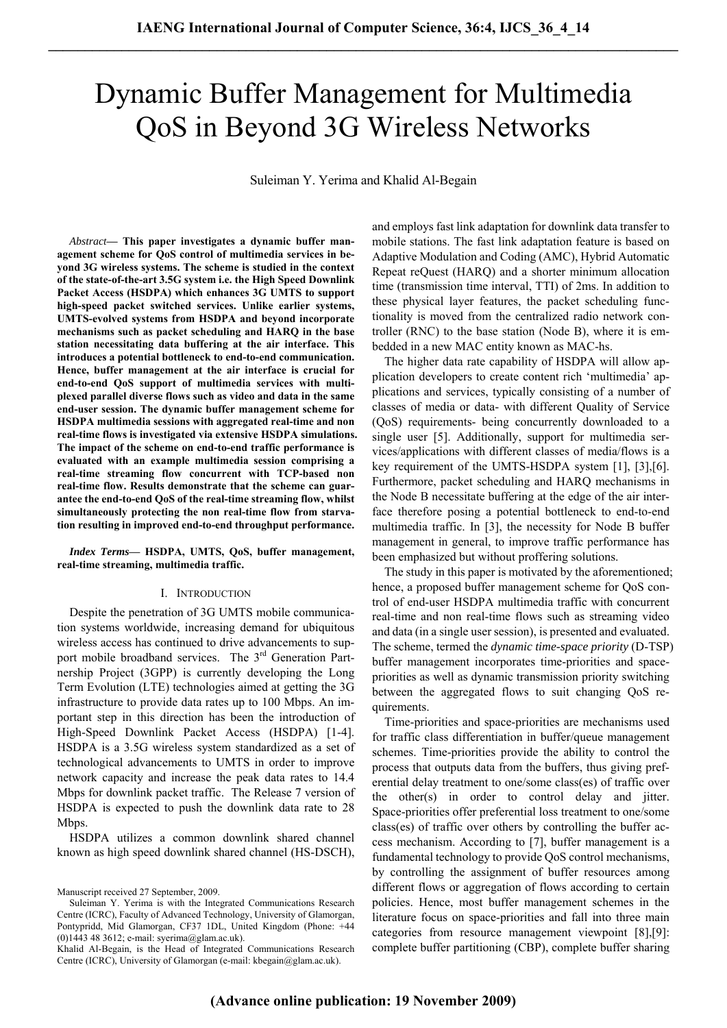# Dynamic Buffer Management for Multimedia QoS in Beyond 3G Wireless Networks

Suleiman Y. Yerima and Khalid Al-Begain

*Abstract*— **This paper investigates a dynamic buffer management scheme for QoS control of multimedia services in beyond 3G wireless systems. The scheme is studied in the context of the state-of-the-art 3.5G system i.e. the High Speed Downlink Packet Access (HSDPA) which enhances 3G UMTS to support high-speed packet switched services. Unlike earlier systems, UMTS-evolved systems from HSDPA and beyond incorporate mechanisms such as packet scheduling and HARQ in the base station necessitating data buffering at the air interface. This introduces a potential bottleneck to end-to-end communication. Hence, buffer management at the air interface is crucial for end-to-end QoS support of multimedia services with multiplexed parallel diverse flows such as video and data in the same end-user session. The dynamic buffer management scheme for HSDPA multimedia sessions with aggregated real-time and non real-time flows is investigated via extensive HSDPA simulations. The impact of the scheme on end-to-end traffic performance is evaluated with an example multimedia session comprising a real-time streaming flow concurrent with TCP-based non real-time flow. Results demonstrate that the scheme can guarantee the end-to-end QoS of the real-time streaming flow, whilst simultaneously protecting the non real-time flow from starvation resulting in improved end-to-end throughput performance.**

*Index Terms*— **HSDPA, UMTS, QoS, buffer management, real-time streaming, multimedia traffic.**

## I. Introduction

Despite the penetration of 3G UMTS mobile communication systems worldwide, increasing demand for ubiquitous wireless access has continued to drive advancements to support mobile broadband services. The 3rd Generation Partnership Project (3GPP) is currently developing the Long Term Evolution (LTE) technologies aimed at getting the 3G infrastructure to provide data rates up to 100 Mbps. An important step in this direction has been the introduction of High-Speed Downlink Packet Access (HSDPA) [1-4]. HSDPA is a 3.5G wireless system standardized as a set of technological advancements to UMTS in order to improve network capacity and increase the peak data rates to 14.4 Mbps for downlink packet traffic. The Release 7 version of HSDPA is expected to push the downlink data rate to 28 Mbps.

HSDPA utilizes a common downlink shared channel known as high speed downlink shared channel (HS-DSCH), and employs fast link adaptation for downlink data transfer to mobile stations. The fast link adaptation feature is based on Adaptive Modulation and Coding (AMC), Hybrid Automatic Repeat reQuest (HARQ) and a shorter minimum allocation time (transmission time interval, TTI) of 2ms. In addition to these physical layer features, the packet scheduling functionality is moved from the centralized radio network controller (RNC) to the base station (Node B), where it is embedded in a new MAC entity known as MAC-hs.

The higher data rate capability of HSDPA will allow application developers to create content rich 'multimedia' applications and services, typically consisting of a number of classes of media or data- with different Quality of Service (QoS) requirements- being concurrently downloaded to a single user [5]. Additionally, support for multimedia services/applications with different classes of media/flows is a key requirement of the UMTS-HSDPA system [1], [3],[6]. Furthermore, packet scheduling and HARQ mechanisms in the Node B necessitate buffering at the edge of the air interface therefore posing a potential bottleneck to end-to-end multimedia traffic. In [3], the necessity for Node B buffer management in general, to improve traffic performance has been emphasized but without proffering solutions.

The study in this paper is motivated by the aforementioned; hence, a proposed buffer management scheme for QoS control of end-user HSDPA multimedia traffic with concurrent real-time and non real-time flows such as streaming video and data (in a single user session), is presented and evaluated. The scheme, termed the *dynamic time-space priority* (D-TSP) buffer management incorporates time-priorities and space-priorities as well as dynamic transmission priority switching between the aggregated flows to suit changing QoS requirements.

Time-priorities and space-priorities are mechanisms used for traffic class differentiation in buffer/queue management schemes. Time-priorities provide the ability to control the process that outputs data from the buffers, thus giving preferential delay treatment to one/some class(es) of traffic over the other(s) in order to control delay and jitter. Space-priorities offer preferential loss treatment to one/some class(es) of traffic over others by controlling the buffer access mechanism. According to [7], buffer management is a fundamental technology to provide QoS control mechanisms, by controlling the assignment of buffer resources among different flows or aggregation of flows according to certain policies. Hence, most buffer management schemes in the literature focus on space-priorities and fall into three main categories from resource management viewpoint [8],[9]: complete buffer partitioning (CBP), complete buffer sharing

Manuscript received 27 September, 2009.

Suleiman Y. Yerima is with the Integrated Communications Research Centre (ICRC), Faculty of Advanced Technology, University of Glamorgan, Pontypridd, Mid Glamorgan, CF37 1DL, United Kingdom (Phone: +44 (0)1443 48 3612; e-mail: syerima@glam.ac.uk).

Khalid Al-Begain, is the Head of Integrated Communications Research Centre (ICRC), University of Glamorgan (e-mail: kbegain@glam.ac.uk).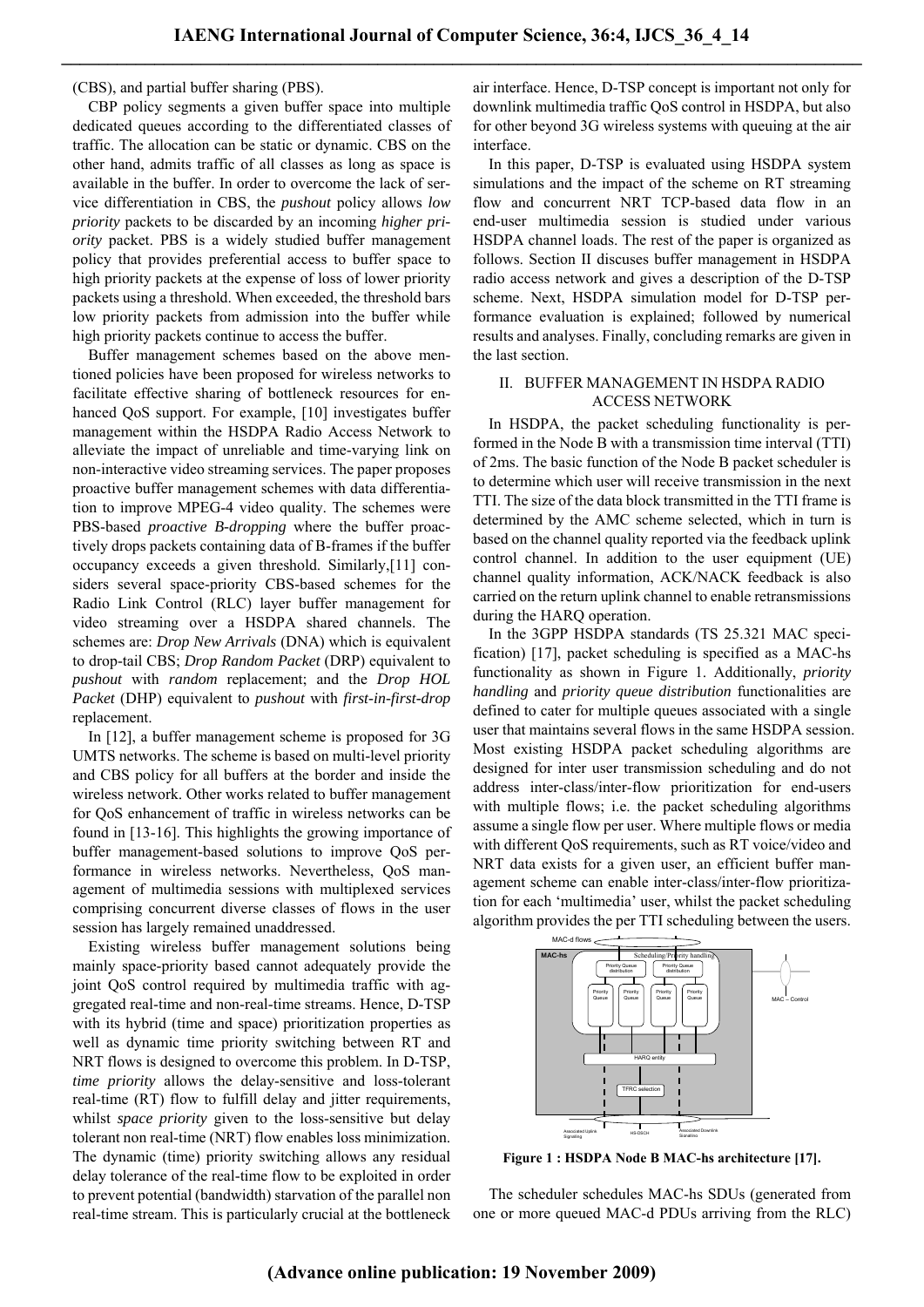(CBS), and partial buffer sharing (PBS).

CBP policy segments a given buffer space into multiple dedicated queues according to the differentiated classes of traffic. The allocation can be static or dynamic. CBS on the other hand, admits traffic of all classes as long as space is available in the buffer. In order to overcome the lack of service differentiation in CBS, the *pushout* policy allows *low priority* packets to be discarded by an incoming *higher priority* packet. PBS is a widely studied buffer management policy that provides preferential access to buffer space to high priority packets at the expense of loss of lower priority packets using a threshold. When exceeded, the threshold bars low priority packets from admission into the buffer while high priority packets continue to access the buffer.

Buffer management schemes based on the above mentioned policies have been proposed for wireless networks to facilitate effective sharing of bottleneck resources for enhanced QoS support. For example, [10] investigates buffer management within the HSDPA Radio Access Network to alleviate the impact of unreliable and time-varying link on non-interactive video streaming services. The paper proposes proactive buffer management schemes with data differentiation to improve MPEG-4 video quality. The schemes were PBS-based *proactive B-dropping* where the buffer proactively drops packets containing data of B-frames if the buffer occupancy exceeds a given threshold. Similarly,[11] considers several space-priority CBS-based schemes for the Radio Link Control (RLC) layer buffer management for video streaming over a HSDPA shared channels. The schemes are: *Drop New Arrivals* (DNA) which is equivalent to drop-tail CBS; *Drop Random Packet* (DRP) equivalent to *pushout* with *random* replacement; and the *Drop HOL Packet* (DHP) equivalent to *pushout* with *first-in-first-drop* replacement.

In [12], a buffer management scheme is proposed for 3G UMTS networks. The scheme is based on multi-level priority and CBS policy for all buffers at the border and inside the wireless network. Other works related to buffer management for QoS enhancement of traffic in wireless networks can be found in [13-16]. This highlights the growing importance of buffer management-based solutions to improve QoS performance in wireless networks. Nevertheless, QoS management of multimedia sessions with multiplexed services comprising concurrent diverse classes of flows in the user session has largely remained unaddressed.

Existing wireless buffer management solutions being mainly space-priority based cannot adequately provide the joint QoS control required by multimedia traffic with aggregated real-time and non-real-time streams. Hence, D-TSP with its hybrid (time and space) prioritization properties as well as dynamic time priority switching between RT and NRT flows is designed to overcome this problem. In D-TSP, *time priority* allows the delay-sensitive and loss-tolerant real-time (RT) flow to fulfill delay and jitter requirements, whilst *space priority* given to the loss-sensitive but delay tolerant non real-time (NRT) flow enables loss minimization. The dynamic (time) priority switching allows any residual delay tolerance of the real-time flow to be exploited in order to prevent potential (bandwidth) starvation of the parallel non real-time stream. This is particularly crucial at the bottleneck air interface. Hence, D-TSP concept is important not only for downlink multimedia traffic QoS control in HSDPA, but also for other beyond 3G wireless systems with queuing at the air interface.

In this paper, D-TSP is evaluated using HSDPA system simulations and the impact of the scheme on RT streaming flow and concurrent NRT TCP-based data flow in an end-user multimedia session is studied under various HSDPA channel loads. The rest of the paper is organized as follows. Section II discuses buffer management in HSDPA radio access network and gives a description of the D-TSP scheme. Next, HSDPA simulation model for D-TSP performance evaluation is explained; followed by numerical results and analyses. Finally, concluding remarks are given in the last section.

## II. BUFFER MANAGEMENT IN HSDPA RADIO ACCESS NETWORK

In HSDPA, the packet scheduling functionality is performed in the Node B with a transmission time interval (TTI) of 2ms. The basic function of the Node B packet scheduler is to determine which user will receive transmission in the next TTI. The size of the data block transmitted in the TTI frame is determined by the AMC scheme selected, which in turn is based on the channel quality reported via the feedback uplink control channel. In addition to the user equipment (UE) channel quality information, ACK/NACK feedback is also carried on the return uplink channel to enable retransmissions during the HARQ operation.

In the 3GPP HSDPA standards (TS 25.321 MAC specification) [17], packet scheduling is specified as a MAC-hs functionality as shown in Figure 1. Additionally, *priority handling* and *priority queue distribution* functionalities are defined to cater for multiple queues associated with a single user that maintains several flows in the same HSDPA session. Most existing HSDPA packet scheduling algorithms are designed for inter user transmission scheduling and do not address inter-class/inter-flow prioritization for end-users with multiple flows; i.e. the packet scheduling algorithms assume a single flow per user. Where multiple flows or media with different QoS requirements, such as RT voice/video and NRT data exists for a given user, an efficient buffer management scheme can enable inter-class/inter-flow prioritization for each 'multimedia' user, whilst the packet scheduling algorithm provides the per TTI scheduling between the users.

**Figure 1 : HSDPA Node B MAC-hs architecture [17].**

The scheduler schedules MAC-hs SDUs (generated from one or more queued MAC-d PDUs arriving from the RLC)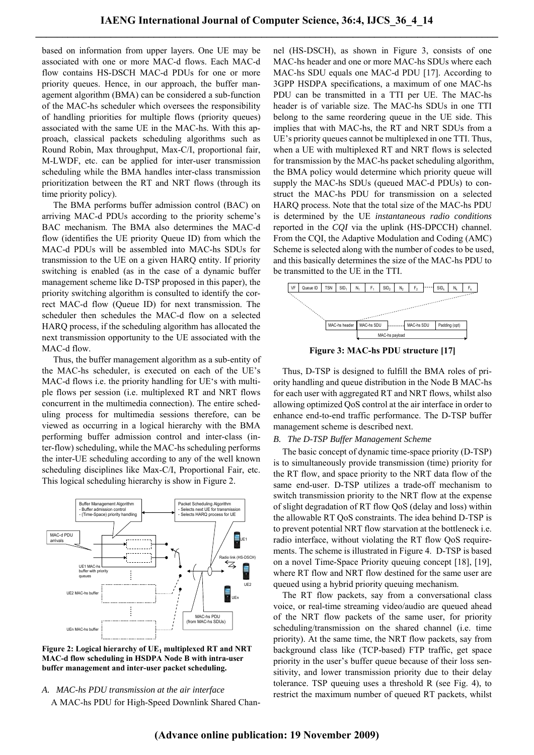based on information from upper layers. One UE may be associated with one or more MAC-d flows. Each MAC-d flow contains HS-DSCH MAC-d PDUs for one or more priority queues. Hence, in our approach, the buffer management algorithm (BMA) can be considered a sub-function of the MAC-hs scheduler which oversees the responsibility of handling priorities for multiple flows (priority queues) associated with the same UE in the MAC-hs. With this approach, classical packets scheduling algorithms such as Round Robin, Max throughput, Max-C/I, proportional fair, M-LWDF, etc. can be applied for inter-user transmission scheduling while the BMA handles inter-class transmission prioritization between the RT and NRT flows (through its time priority policy).

The BMA performs buffer admission control (BAC) on arriving MAC-d PDUs according to the priority scheme's BAC mechanism. The BMA also determines the MAC-d flow (identifies the UE priority Queue ID) from which the MAC-d PDUs will be assembled into MAC-hs SDUs for transmission to the UE on a given HARQ entity. If priority switching is enabled (as in the case of a dynamic buffer management scheme like D-TSP proposed in this paper), the priority switching algorithm is consulted to identify the correct MAC-d flow (Queue ID) for next transmission. The scheduler then schedules the MAC-d flow on a selected HARQ process, if the scheduling algorithm has allocated the next transmission opportunity to the UE associated with the MAC-d flow.

Thus, the buffer management algorithm as a sub-entity of the MAC-hs scheduler, is executed on each of the UE's MAC-d flows i.e. the priority handling for UE's with multiple flows per session (i.e. multiplexed RT and NRT flows concurrent in the multimedia connection). The entire scheduling process for multimedia sessions therefore, can be viewed as occurring in a logical hierarchy with the BMA performing buffer admission control and inter-class (inter-flow) scheduling, while the MAC-hs scheduling performs the inter-UE scheduling according to any of the well known scheduling disciplines like Max-C/I, Proportional Fair, etc. This logical scheduling hierarchy is show in Figure 2.

**Figure 2: Logical hierarchy of $UE_1$ multiplexed RT and NRT MAC-d flow scheduling in HSDPA Node B with intra-user buffer management and inter-user packet scheduling.**

### *A. MAC-hs PDU transmission at the air interface*

A MAC-hs PDU for High-Speed Downlink Shared Channel (HS-DSCH), as shown in Figure 3, consists of one MAC-hs header and one or more MAC-hs SDUs where each MAC-hs SDU equals one MAC-d PDU [17]. According to 3GPP HSDPA specifications, a maximum of one MAC-hs PDU can be transmitted in a TTI per UE. The MAC-hs header is of variable size. The MAC-hs SDUs in one TTI belong to the same reordering queue in the UE side. This implies that with MAC-hs, the RT and NRT SDUs from a UE's priority queues cannot be multiplexed in one TTI. Thus, when a UE with multiplexed RT and NRT flows is selected for transmission by the MAC-hs packet scheduling algorithm, the BMA policy would determine which priority queue will supply the MAC-hs SDUs (queued MAC-d PDUs) to construct the MAC-hs PDU for transmission on a selected HARQ process. Note that the total size of the MAC-hs PDU is determined by the UE *instantaneous radio conditions* reported in the *CQI* via the uplink (HS-DPCCH) channel. From the CQI, the Adaptive Modulation and Coding (AMC) Scheme is selected along with the number of codes to be used, and this basically determines the size of the MAC-hs PDU to be transmitted to the UE in the TTI.

**Figure 3: MAC-hs PDU structure [17]**

Thus, D-TSP is designed to fulfill the BMA roles of priority handling and queue distribution in the Node B MAC-hs for each user with aggregated RT and NRT flows, whilst also allowing optimized QoS control at the air interface in order to enhance end-to-end traffic performance. The D-TSP buffer management scheme is described next.

### *B. The D-TSP Buffer Management Scheme*

The basic concept of dynamic time-space priority (D-TSP) is to simultaneously provide transmission (time) priority for the RT flow, and space priority to the NRT data flow of the same end-user. D-TSP utilizes a trade-off mechanism to switch transmission priority to the NRT flow at the expense of slight degradation of RT flow QoS (delay and loss) within the allowable RT QoS constraints. The idea behind D-TSP is to prevent potential NRT flow starvation at the bottleneck i.e. radio interface, without violating the RT flow QoS requirements. The scheme is illustrated in Figure 4. D-TSP is based on a novel Time-Space Priority queuing concept [18], [19], where RT flow and NRT flow destined for the same user are queued using a hybrid priority queuing mechanism.

The RT flow packets, say from a conversational class voice, or real-time streaming video/audio are queued ahead of the NRT flow packets of the same user, for priority scheduling/transmission on the shared channel (i.e. time priority). At the same time, the NRT flow packets, say from background class like (TCP-based) FTP traffic, get space priority in the user's buffer queue because of their loss sensitivity, and lower transmission priority due to their delay tolerance. TSP queuing uses a threshold R (see Fig. 4), to restrict the maximum number of queued RT packets, whilst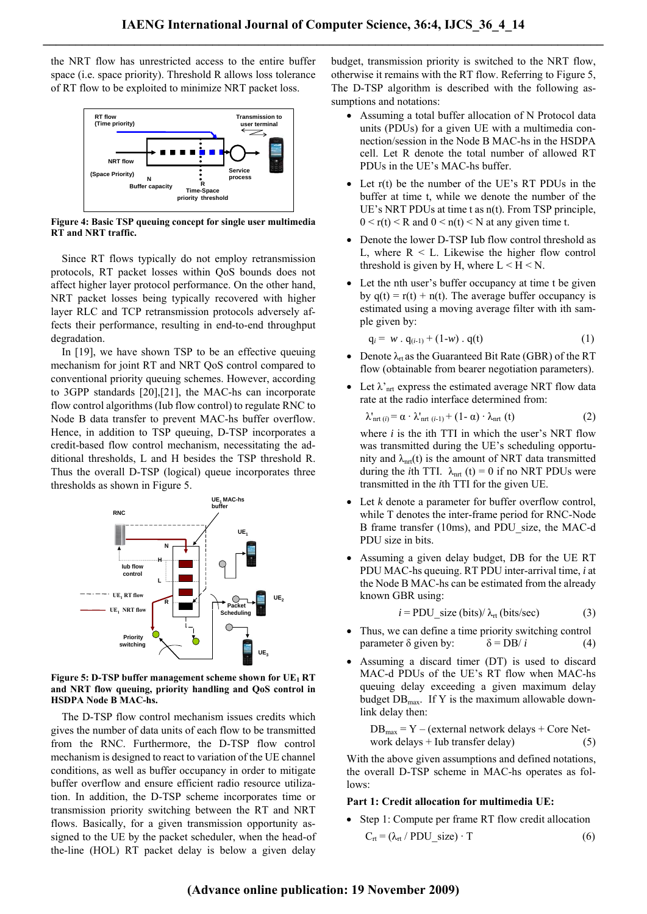the NRT flow has unrestricted access to the entire buffer space (i.e. space priority). Threshold R allows loss tolerance of RT flow to be exploited to minimize NRT packet loss.

**Figure 4: Basic TSP queuing concept for single user multimedia RT and NRT traffic.**

Since RT flows typically do not employ retransmission protocols, RT packet losses within QoS bounds does not affect higher layer protocol performance. On the other hand, NRT packet losses being typically recovered with higher layer RLC and TCP retransmission protocols adversely affects their performance, resulting in end-to-end throughput degradation.

In [19], we have shown TSP to be an effective queuing mechanism for joint RT and NRT QoS control compared to conventional priority queuing schemes. However, according to 3GPP standards [20],[21], the MAC-hs can incorporate flow control algorithms (Iub flow control) to regulate RNC to Node B data transfer to prevent MAC-hs buffer overflow. Hence, in addition to TSP queuing, D-TSP incorporates a credit-based flow control mechanism, necessitating the additional thresholds, L and H besides the TSP threshold R. Thus the overall D-TSP (logical) queue incorporates three thresholds as shown in Figure 5.

**Figure 5: D-TSP buffer management scheme shown for $UE_1$ RT and NRT flow queuing, priority handling and QoS control in HSDPA Node B MAC-hs.**

The D-TSP flow control mechanism issues credits which gives the number of data units of each flow to be transmitted from the RNC. Furthermore, the D-TSP flow control mechanism is designed to react to variation of the UE channel conditions, as well as buffer occupancy in order to mitigate buffer overflow and ensure efficient radio resource utilization. In addition, the D-TSP scheme incorporates time or transmission priority switching between the RT and NRT flows. Basically, for a given transmission opportunity assigned to the UE by the packet scheduler, when the head-of the-line (HOL) RT packet delay is below a given delay budget, transmission priority is switched to the NRT flow, otherwise it remains with the RT flow. Referring to Figure 5, The D-TSP algorithm is described with the following assumptions and notations:

- Assuming a total buffer allocation of N Protocol data units (PDUs) for a given UE with a multimedia connection/session in the Node B MAC-hs in the HSDPA cell. Let R denote the total number of allowed RT PDUs in the UE's MAC-hs buffer.
- Let r(t) be the number of the UE's RT PDUs in the buffer at time t, while we denote the number of the UE's NRT PDUs at time t as n(t). From TSP principle, $0 < r(t) < R$ and $0 < n(t) < N$ at any given time t.
- Denote the lower D-TSP Iub flow control threshold as L, where $R < L$. Likewise the higher flow control threshold is given by H, where $L < H < N$.
- Let the nth user's buffer occupancy at time t be given by $q(t) = r(t) + n(t)$. The average buffer occupancy is estimated using a moving average filter with ith sample given by:

$$q_i = w \cdot q_{(i-1)} + (1-w) \cdot q(t) \quad (1)$$

- Denote $\lambda_{rt}$ as the Guaranteed Bit Rate (GBR) of the RT flow (obtainable from bearer negotiation parameters).
- Let $\lambda'_{nrt}$ express the estimated average NRT flow data rate at the radio interface determined from:

$$\lambda'_{nrt\,(i)} = \alpha \cdot \lambda'_{nrt\,(i-1)} + (1-\alpha) \cdot \lambda_{nrt}\,(t) \quad (2)$$

  where *i* is the ith TTI in which the user's NRT flow was transmitted during the UE's scheduling opportunity and $\lambda_{nrt}(t)$ is the amount of NRT data transmitted during the *i*th TTI. $\lambda_{nrt}(t) = 0$ if no NRT PDUs were transmitted in the *i*th TTI for the given UE.
- Let *k* denote a parameter for buffer overflow control, while T denotes the inter-frame period for RNC-Node B frame transfer (10ms), and PDU_size, the MAC-d PDU size in bits.
- Assuming a given delay budget, DB for the UE RT PDU MAC-hs queuing. RT PDU inter-arrival time, *i* at the Node B MAC-hs can be estimated from the already known GBR using:

$$i = \text{PDU\_size (bits)} / \lambda_{rt}\ \text{(bits/sec)} \quad (3)$$

- Thus, we can define a time priority switching control parameter δ given by: $\delta = DB / i$ (4)
- Assuming a discard timer (DT) is used to discard MAC-d PDUs of the UE's RT flow when MAC-hs queuing delay exceeding a given maximum delay budget $DB_{max}$. If Y is the maximum allowable downlink delay then:

$$DB_{max} = Y - (\text{external network delays} + \text{Core Network delays} + \text{Iub transfer delay}) \quad (5)$$

With the above given assumptions and defined notations, the overall D-TSP scheme in MAC-hs operates as follows:

**Part 1: Credit allocation for multimedia UE:**

- Step 1: Compute per frame RT flow credit allocation

$$C_{rt} = (\lambda_{rt} / \text{PDU\_size}) \cdot T \quad (6)$$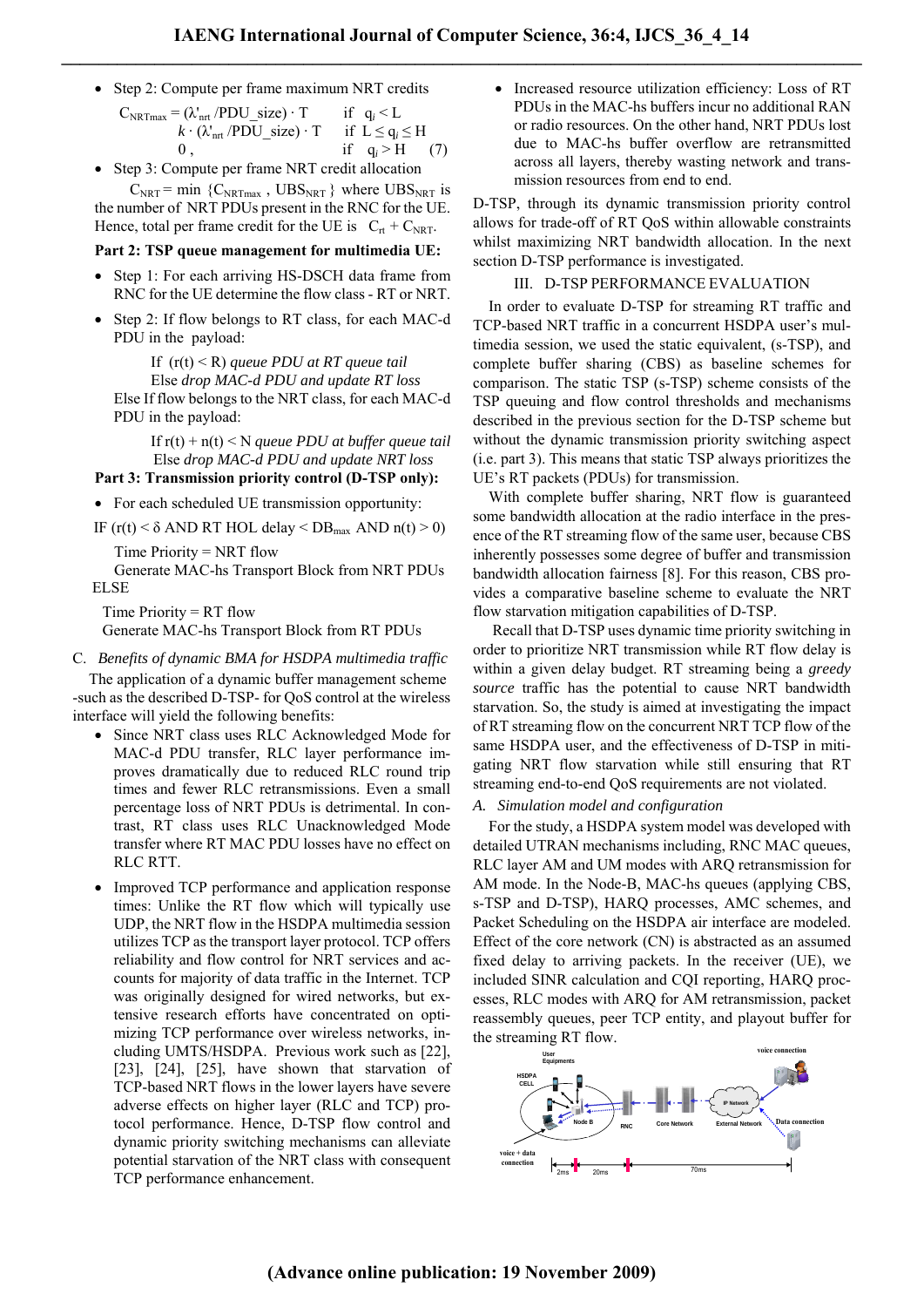- Step 2: Compute per frame maximum NRT credits

$$C_{NRTmax} = \begin{cases} (\lambda'_{nrt} / PDU\_size) \cdot T & \text{if } q_i < L \\ k \cdot (\lambda'_{nrt} / PDU\_size) \cdot T & \text{if } L \leq q_i \leq H \\ 0, & \text{if } q_i > H \end{cases} \quad (7)$$

- Step 3: Compute per frame NRT credit allocation

$C_{NRT} = \min \{C_{NRTmax}, UBS_{NRT}\}$ where $UBS_{NRT}$ is the number of NRT PDUs present in the RNC for the UE. Hence, total per frame credit for the UE is $C_{rt} + C_{NRT}$.

**Part 2: TSP queue management for multimedia UE:**

- Step 1: For each arriving HS-DSCH data frame from RNC for the UE determine the flow class - RT or NRT.
- Step 2: If flow belongs to RT class, for each MAC-d PDU in the payload:

  If $(r(t) < R)$ *queue PDU at RT queue tail*
  Else *drop MAC-d PDU and update RT loss*

  Else If flow belongs to the NRT class, for each MAC-d PDU in the payload:

  If $r(t) + n(t) < N$ *queue PDU at buffer queue tail*
  Else *drop MAC-d PDU and update NRT loss*

**Part 3: Transmission priority control (D-TSP only):**

- For each scheduled UE transmission opportunity:

IF $(r(t) < \delta$ AND RT HOL delay $< DB_{max}$ AND $n(t) > 0)$

  Time Priority = NRT flow
  Generate MAC-hs Transport Block from NRT PDUs

ELSE

  Time Priority = RT flow
  Generate MAC-hs Transport Block from RT PDUs

### C. *Benefits of dynamic BMA for HSDPA multimedia traffic*

The application of a dynamic buffer management scheme -such as the described D-TSP- for QoS control at the wireless interface will yield the following benefits:

- Since NRT class uses RLC Acknowledged Mode for MAC-d PDU transfer, RLC layer performance improves dramatically due to reduced RLC round trip times and fewer RLC retransmissions. Even a small percentage loss of NRT PDUs is detrimental. In contrast, RT class uses RLC Unacknowledged Mode transfer where RT MAC PDU losses have no effect on RLC RTT.
- Improved TCP performance and application response times: Unlike the RT flow which will typically use UDP, the NRT flow in the HSDPA multimedia session utilizes TCP as the transport layer protocol. TCP offers reliability and flow control for NRT services and accounts for majority of data traffic in the Internet. TCP was originally designed for wired networks, but extensive research efforts have concentrated on optimizing TCP performance over wireless networks, including UMTS/HSDPA. Previous work such as [22], [23], [24], [25], have shown that starvation of TCP-based NRT flows in the lower layers have severe adverse effects on higher layer (RLC and TCP) protocol performance. Hence, D-TSP flow control and dynamic priority switching mechanisms can alleviate potential starvation of the NRT class with consequent TCP performance enhancement.
- Increased resource utilization efficiency: Loss of RT PDUs in the MAC-hs buffers incur no additional RAN or radio resources. On the other hand, NRT PDUs lost due to MAC-hs buffer overflow are retransmitted across all layers, thereby wasting network and transmission resources from end to end.

D-TSP, through its dynamic transmission priority control allows for trade-off of RT QoS within allowable constraints whilst maximizing NRT bandwidth allocation. In the next section D-TSP performance is investigated.

## III. D-TSP Performance Evaluation

In order to evaluate D-TSP for streaming RT traffic and TCP-based NRT traffic in a concurrent HSDPA user's multimedia session, we used the static equivalent, (s-TSP), and complete buffer sharing (CBS) as baseline schemes for comparison. The static TSP (s-TSP) scheme consists of the TSP queuing and flow control thresholds and mechanisms described in the previous section for the D-TSP scheme but without the dynamic transmission priority switching aspect (i.e. part 3). This means that static TSP always prioritizes the UE's RT packets (PDUs) for transmission.

With complete buffer sharing, NRT flow is guaranteed some bandwidth allocation at the radio interface in the presence of the RT streaming flow of the same user, because CBS inherently possesses some degree of buffer and transmission bandwidth allocation fairness [8]. For this reason, CBS provides a comparative baseline scheme to evaluate the NRT flow starvation mitigation capabilities of D-TSP.

Recall that D-TSP uses dynamic time priority switching in order to prioritize NRT transmission while RT flow delay is within a given delay budget. RT streaming being a *greedy source* traffic has the potential to cause NRT bandwidth starvation. So, the study is aimed at investigating the impact of RT streaming flow on the concurrent NRT TCP flow of the same HSDPA user, and the effectiveness of D-TSP in mitigating NRT flow starvation while still ensuring that RT streaming end-to-end QoS requirements are not violated.

### A. *Simulation model and configuration*

For the study, a HSDPA system model was developed with detailed UTRAN mechanisms including, RNC MAC queues, RLC layer AM and UM modes with ARQ retransmission for AM mode. In the Node-B, MAC-hs queues (applying CBS, s-TSP and D-TSP), HARQ processes, AMC schemes, and Packet Scheduling on the HSDPA air interface are modeled. Effect of the core network (CN) is abstracted as an assumed fixed delay to arriving packets. In the receiver (UE), we included SINR calculation and CQI reporting, HARQ processes, RLC modes with ARQ for AM retransmission, packet reassembly queues, peer TCP entity, and playout buffer for the streaming RT flow.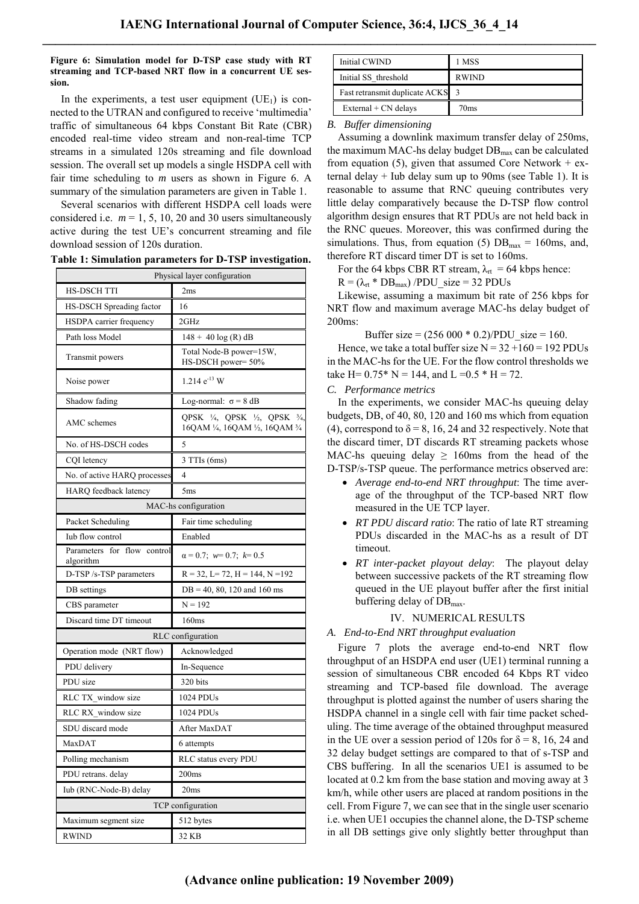**Figure 6: Simulation model for D-TSP case study with RT streaming and TCP-based NRT flow in a concurrent UE session.**

In the experiments, a test user equipment ($UE_1$) is connected to the UTRAN and configured to receive 'multimedia' traffic of simultaneous 64 kbps Constant Bit Rate (CBR) encoded real-time video stream and non-real-time TCP streams in a simulated 120s streaming and file download session. The overall set up models a single HSDPA cell with fair time scheduling to *m* users as shown in Figure 6. A summary of the simulation parameters are given in Table 1.

Several scenarios with different HSDPA cell loads were considered i.e. $m = 1, 5, 10, 20$ and 30 users simultaneously active during the test UE's concurrent streaming and file download session of 120s duration.

**Table 1: Simulation parameters for D-TSP investigation.**

| Physical layer configuration | |
|---|---|
| HS-DSCH TTI | 2ms |
| HS-DSCH Spreading factor | 16 |
| HSDPA carrier frequency | 2GHz |
| Path loss Model | 148 + 40 log (R) dB |
| Transmit powers | Total Node-B power=15W, HS-DSCH power= 50% |
| Noise power | 1.214 $e^{-13}$ W |
| Shadow fading | Log-normal: $\sigma = 8$ dB |
| AMC schemes | QPSK ¼, QPSK ½, QPSK ¾, 16QAM ¼, 16QAM ½, 16QAM ¾ |
| No. of HS-DSCH codes | 5 |
| CQI letency | 3 TTIs (6ms) |
| No. of active HARQ processes | 4 |
| HARQ feedback latency | 5ms |
| **MAC-hs configuration** | |
| Packet Scheduling | Fair time scheduling |
| Iub flow control | Enabled |
| Parameters for flow control algorithm | $\alpha = 0.7$; $w = 0.7$; $k = 0.5$ |
| D-TSP /s-TSP parameters | R = 32, L= 72, H = 144, N =192 |
| DB settings | DB = 40, 80, 120 and 160 ms |
| CBS parameter | N = 192 |
| Discard time DT timeout | 160ms |
| **RLC configuration** | |
| Operation mode (NRT flow) | Acknowledged |
| PDU delivery | In-Sequence |
| PDU size | 320 bits |
| RLC TX_window size | 1024 PDUs |
| RLC RX_window size | 1024 PDUs |
| SDU discard mode | After MaxDAT |
| MaxDAT | 6 attempts |
| Polling mechanism | RLC status every PDU |
| PDU retrans. delay | 200ms |
| Iub (RNC-Node-B) delay | 20ms |
| **TCP configuration** | |
| Maximum segment size | 512 bytes |
| RWIND | 32 KB |
| Initial CWIND | 1 MSS |
| Initial SS_threshold | RWIND |
| Fast retransmit duplicate ACKS | 3 |
| External + CN delays | 70ms |

### B. Buffer dimensioning

Assuming a downlink maximum transfer delay of 250ms, the maximum MAC-hs delay budget $DB_{max}$ can be calculated from equation (5), given that assumed Core Network + external delay + Iub delay sum up to 90ms (see Table 1). It is reasonable to assume that RNC queuing contributes very little delay comparatively because the D-TSP flow control algorithm design ensures that RT PDUs are not held back in the RNC queues. Moreover, this was confirmed during the simulations. Thus, from equation (5) $DB_{max}$ = 160ms, and, therefore RT discard timer DT is set to 160ms.

For the 64 kbps CBR RT stream, $\lambda_{rt}$ = 64 kbps hence:

$R = (\lambda_{rt} * DB_{max})$ /PDU_size = 32 PDUs

Likewise, assuming a maximum bit rate of 256 kbps for NRT flow and maximum average MAC-hs delay budget of 200ms:

Buffer size = (256 000 * 0.2)/PDU_size = 160.

Hence, we take a total buffer size N = 32 +160 = 192 PDUs in the MAC-hs for the UE. For the flow control thresholds we take H= 0.75* N = 144, and L =0.5 * H = 72.

### C. Performance metrics

In the experiments, we consider MAC-hs queuing delay budgets, DB, of 40, 80, 120 and 160 ms which from equation (4), correspond to $\delta = 8, 16, 24$ and 32 respectively. Note that the discard timer, DT discards RT streaming packets whose MAC-hs queuing delay ≥ 160ms from the head of the D-TSP/s-TSP queue. The performance metrics observed are:

- *Average end-to-end NRT throughput*: The time average of the throughput of the TCP-based NRT flow measured in the UE TCP layer.
- *RT PDU discard ratio*: The ratio of late RT streaming PDUs discarded in the MAC-hs as a result of DT timeout.
- *RT inter-packet playout delay*: The playout delay between successive packets of the RT streaming flow queued in the UE playout buffer after the first initial buffering delay of $DB_{max}$.

## IV. NUMERICAL RESULTS

### A. End-to-End NRT throughput evaluation

Figure 7 plots the average end-to-end NRT flow throughput of an HSDPA end user (UE1) terminal running a session of simultaneous CBR encoded 64 Kbps RT video streaming and TCP-based file download. The average throughput is plotted against the number of users sharing the HSDPA channel in a single cell with fair time packet scheduling. The time average of the obtained throughput measured in the UE over a session period of 120s for $\delta = 8, 16, 24$ and 32 delay budget settings are compared to that of s-TSP and CBS buffering. In all the scenarios UE1 is assumed to be located at 0.2 km from the base station and moving away at 3 km/h, while other users are placed at random positions in the cell. From Figure 7, we can see that in the single user scenario i.e. when UE1 occupies the channel alone, the D-TSP scheme in all DB settings give only slightly better throughput than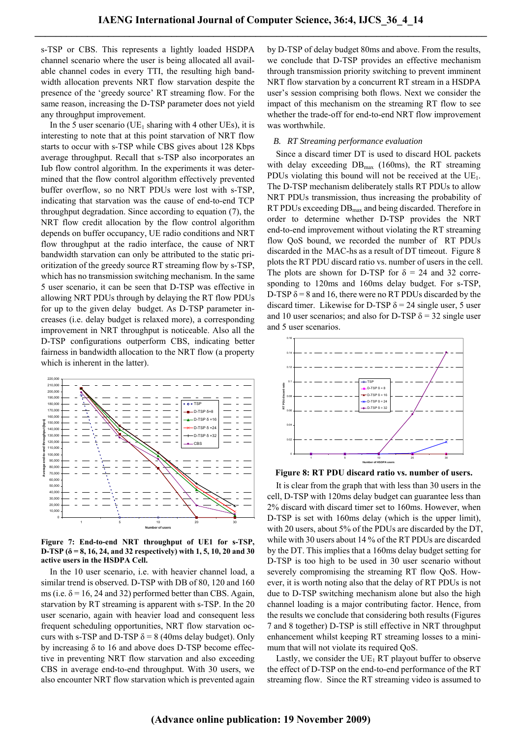s-TSP or CBS. This represents a lightly loaded HSDPA channel scenario where the user is being allocated all available channel codes in every TTI, the resulting high bandwidth allocation prevents NRT flow starvation despite the presence of the 'greedy source' RT streaming flow. For the same reason, increasing the D-TSP parameter does not yield any throughput improvement.

In the 5 user scenario ($UE_1$ sharing with 4 other UEs), it is interesting to note that at this point starvation of NRT flow starts to occur with s-TSP while CBS gives about 128 Kbps average throughput. Recall that s-TSP also incorporates an Iub flow control algorithm. In the experiments it was determined that the flow control algorithm effectively prevented buffer overflow, so no NRT PDUs were lost with s-TSP, indicating that starvation was the cause of end-to-end TCP throughput degradation. Since according to equation (7), the NRT flow credit allocation by the flow control algorithm depends on buffer occupancy, UE radio conditions and NRT flow throughput at the radio interface, the cause of NRT bandwidth starvation can only be attributed to the static prioritization of the greedy source RT streaming flow by s-TSP, which has no transmission switching mechanism. In the same 5 user scenario, it can be seen that D-TSP was effective in allowing NRT PDUs through by delaying the RT flow PDUs for up to the given delay budget. As D-TSP parameter increases (i.e. delay budget is relaxed more), a corresponding improvement in NRT throughput is noticeable. Also all the D-TSP configurations outperform CBS, indicating better fairness in bandwidth allocation to the NRT flow (a property which is inherent in the latter).

**Figure 7: End-to-end NRT throughput of UE1 for s-TSP, D-TSP (δ = 8, 16, 24, and 32 respectively) with 1, 5, 10, 20 and 30 active users in the HSDPA Cell.**

In the 10 user scenario, i.e. with heavier channel load, a similar trend is observed. D-TSP with DB of 80, 120 and 160 ms (i.e. δ = 16, 24 and 32) performed better than CBS. Again, starvation by RT streaming is apparent with s-TSP. In the 20 user scenario, again with heavier load and consequent less frequent scheduling opportunities, NRT flow starvation occurs with s-TSP and D-TSP δ = 8 (40ms delay budget). Only by increasing δ to 16 and above does D-TSP become effective in preventing NRT flow starvation and also exceeding CBS in average end-to-end throughput. With 30 users, we also encounter NRT flow starvation which is prevented again by D-TSP of delay budget 80ms and above. From the results, we conclude that D-TSP provides an effective mechanism through transmission priority switching to prevent imminent NRT flow starvation by a concurrent RT stream in a HSDPA user's session comprising both flows. Next we consider the impact of this mechanism on the streaming RT flow to see whether the trade-off for end-to-end NRT flow improvement was worthwhile.

### *B. RT Streaming performance evaluation*

Since a discard timer DT is used to discard HOL packets with delay exceeding $DB_{max}$ (160ms), the RT streaming PDUs violating this bound will not be received at the $UE_1$. The D-TSP mechanism deliberately stalls RT PDUs to allow NRT PDUs transmission, thus increasing the probability of RT PDUs exceeding $DB_{max}$ and being discarded. Therefore in order to determine whether D-TSP provides the NRT end-to-end improvement without violating the RT streaming flow QoS bound, we recorded the number of RT PDUs discarded in the MAC-hs as a result of DT timeout. Figure 8 plots the RT PDU discard ratio vs. number of users in the cell. The plots are shown for D-TSP for δ = 24 and 32 corresponding to 120ms and 160ms delay budget. For s-TSP, D-TSP δ = 8 and 16, there were no RT PDUs discarded by the discard timer. Likewise for D-TSP δ = 24 single user, 5 user and 10 user scenarios; and also for D-TSP δ = 32 single user and 5 user scenarios.

**Figure 8: RT PDU discard ratio vs. number of users.**

It is clear from the graph that with less than 30 users in the cell, D-TSP with 120ms delay budget can guarantee less than 2% discard with discard timer set to 160ms. However, when D-TSP is set with 160ms delay (which is the upper limit), with 20 users, about 5% of the PDUs are discarded by the DT, while with 30 users about 14 % of the RT PDUs are discarded by the DT. This implies that a 160ms delay budget setting for D-TSP is too high to be used in 30 user scenario without severely compromising the streaming RT flow QoS. However, it is worth noting also that the delay of RT PDUs is not due to D-TSP switching mechanism alone but also the high channel loading is a major contributing factor. Hence, from the results we conclude that considering both results (Figures 7 and 8 together) D-TSP is still effective in NRT throughput enhancement whilst keeping RT streaming losses to a minimum that will not violate its required QoS.

Lastly, we consider the $UE_1$ RT playout buffer to observe the effect of D-TSP on the end-to-end performance of the RT streaming flow. Since the RT streaming video is assumed to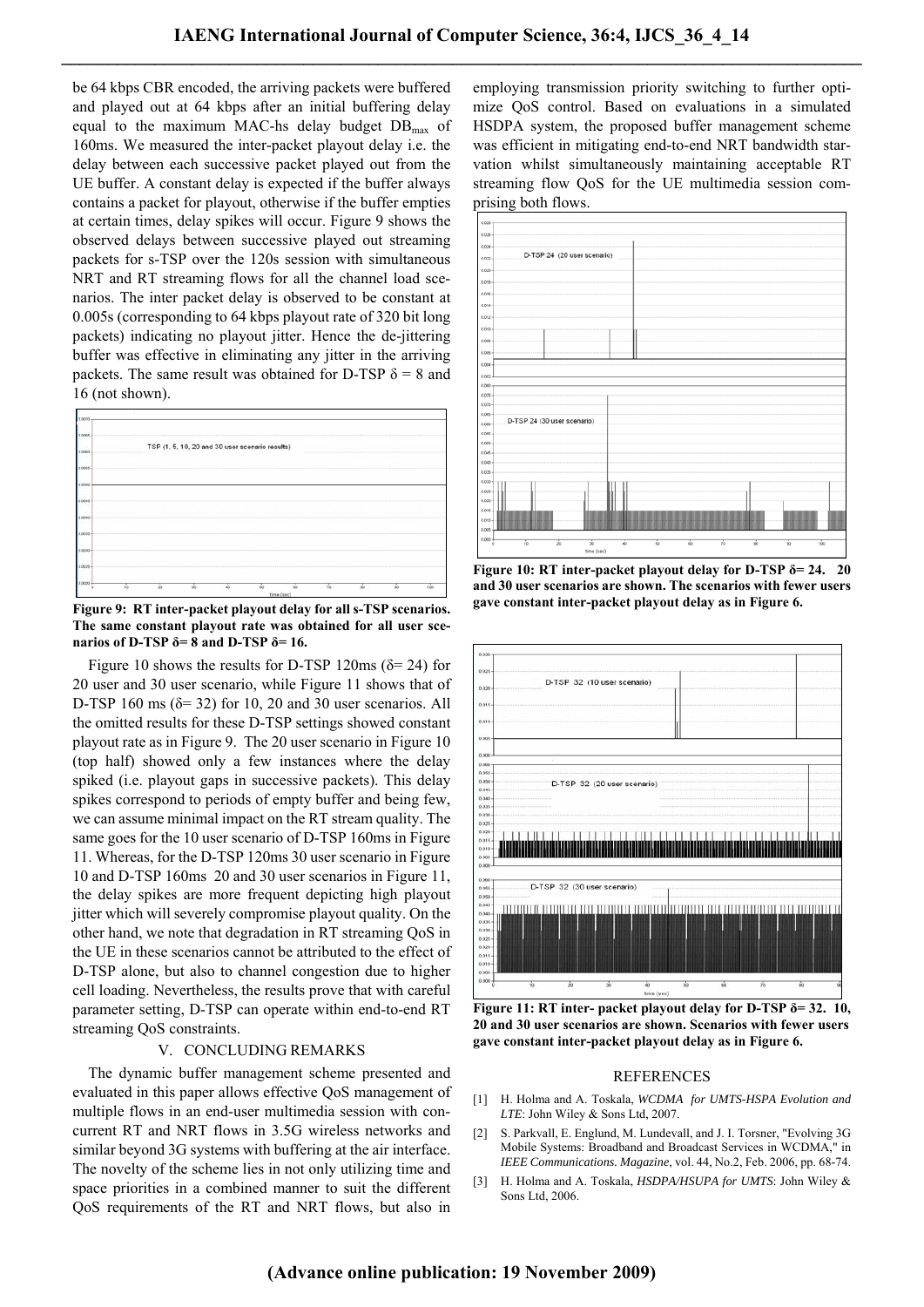be 64 kbps CBR encoded, the arriving packets were buffered and played out at 64 kbps after an initial buffering delay equal to the maximum MAC-hs delay budget $DB_{max}$ of 160ms. We measured the inter-packet playout delay i.e. the delay between each successive packet played out from the UE buffer. A constant delay is expected if the buffer always contains a packet for playout, otherwise if the buffer empties at certain times, delay spikes will occur. Figure 9 shows the observed delays between successive played out streaming packets for s-TSP over the 120s session with simultaneous NRT and RT streaming flows for all the channel load scenarios. The inter packet delay is observed to be constant at 0.005s (corresponding to 64 kbps playout rate of 320 bit long packets) indicating no playout jitter. Hence the de-jittering buffer was effective in eliminating any jitter in the arriving packets. The same result was obtained for D-TSP $\delta = 8$ and 16 (not shown).

**Figure 9: RT inter-packet playout delay for all s-TSP scenarios. The same constant playout rate was obtained for all user scenarios of D-TSP δ= 8 and D-TSP δ= 16.**

Figure 10 shows the results for D-TSP 120ms ($\delta = 24$) for 20 user and 30 user scenario, while Figure 11 shows that of D-TSP 160 ms ($\delta = 32$) for 10, 20 and 30 user scenarios. All the omitted results for these D-TSP settings showed constant playout rate as in Figure 9. The 20 user scenario in Figure 10 (top half) showed only a few instances where the delay spiked (i.e. playout gaps in successive packets). This delay spikes correspond to periods of empty buffer and being few, we can assume minimal impact on the RT stream quality. The same goes for the 10 user scenario of D-TSP 160ms in Figure 11. Whereas, for the D-TSP 120ms 30 user scenario in Figure 10 and D-TSP 160ms 20 and 30 user scenarios in Figure 11, the delay spikes are more frequent depicting high playout jitter which will severely compromise playout quality. On the other hand, we note that degradation in RT streaming QoS in the UE in these scenarios cannot be attributed to the effect of D-TSP alone, but also to channel congestion due to higher cell loading. Nevertheless, the results prove that with careful parameter setting, D-TSP can operate within end-to-end RT streaming QoS constraints.

## V. CONCLUDING REMARKS

The dynamic buffer management scheme presented and evaluated in this paper allows effective QoS management of multiple flows in an end-user multimedia session with concurrent RT and NRT flows in 3.5G wireless networks and similar beyond 3G systems with buffering at the air interface. The novelty of the scheme lies in not only utilizing time and space priorities in a combined manner to suit the different QoS requirements of the RT and NRT flows, but also in employing transmission priority switching to further optimize QoS control. Based on evaluations in a simulated HSDPA system, the proposed buffer management scheme was efficient in mitigating end-to-end NRT bandwidth starvation whilst simultaneously maintaining acceptable RT streaming flow QoS for the UE multimedia session comprising both flows.

**Figure 10: RT inter-packet playout delay for D-TSP δ= 24. 20 and 30 user scenarios are shown. The scenarios with fewer users gave constant inter-packet playout delay as in Figure 6.**

**Figure 11: RT inter- packet playout delay for D-TSP δ= 32. 10, 20 and 30 user scenarios are shown. Scenarios with fewer users gave constant inter-packet playout delay as in Figure 6.**

## REFERENCES

[1] H. Holma and A. Toskala, *WCDMA for UMTS-HSPA Evolution and LTE*: John Wiley & Sons Ltd, 2007.

[2] S. Parkvall, E. Englund, M. Lundevall, and J. I. Torsner, "Evolving 3G Mobile Systems: Broadband and Broadcast Services in WCDMA," in *IEEE Communications. Magazine*, vol. 44, No.2, Feb. 2006, pp. 68-74.

[3] H. Holma and A. Toskala, *HSDPA/HSUPA for UMTS*: John Wiley & Sons Ltd, 2006.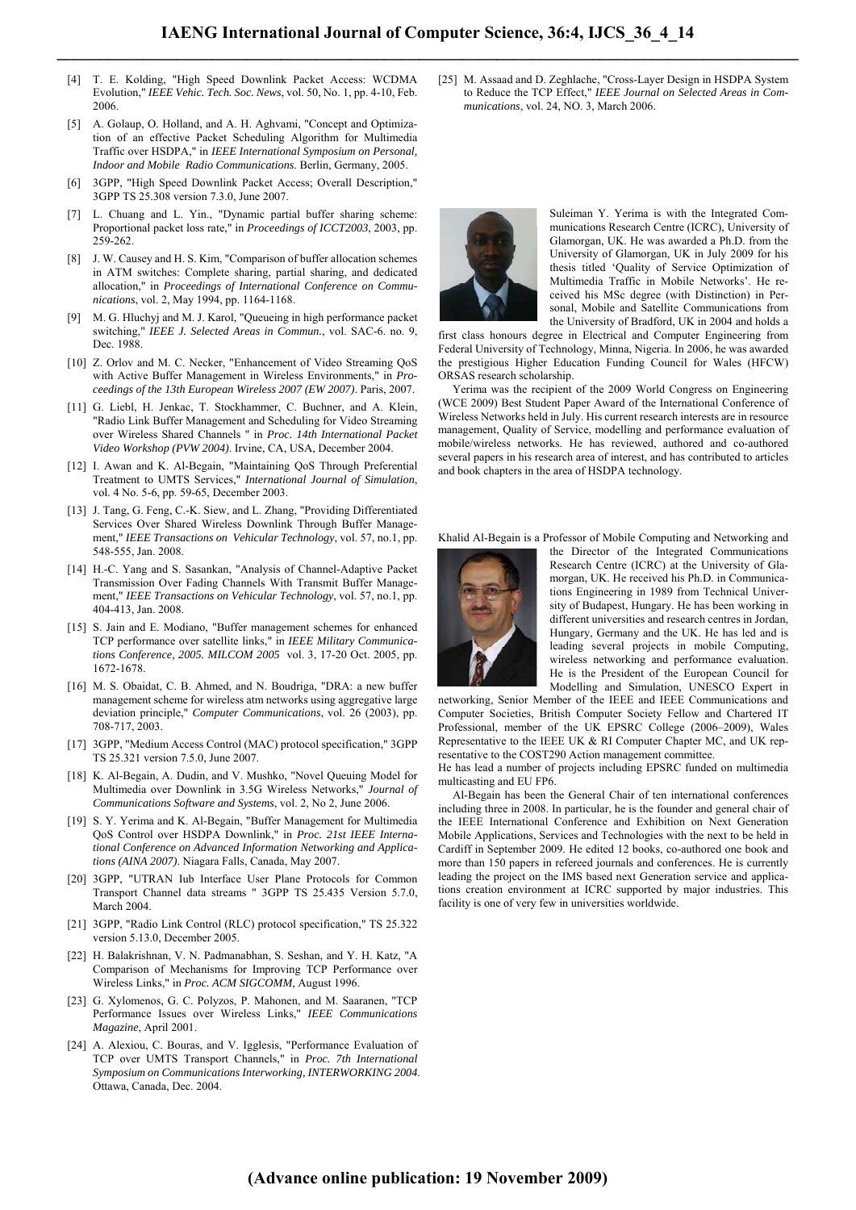[4] T. E. Kolding, "High Speed Downlink Packet Access: WCDMA Evolution," *IEEE Vehic. Tech. Soc. News*, vol. 50, No. 1, pp. 4-10, Feb. 2006.

[5] A. Golaup, O. Holland, and A. H. Aghvami, "Concept and Optimization of an effective Packet Scheduling Algorithm for Multimedia Traffic over HSDPA," in *IEEE International Symposium on Personal, Indoor and Mobile Radio Communications*. Berlin, Germany, 2005.

[6] 3GPP, "High Speed Downlink Packet Access; Overall Description," 3GPP TS 25.308 version 7.3.0, June 2007.

[7] L. Chuang and L. Yin., "Dynamic partial buffer sharing scheme: Proportional packet loss rate," in *Proceedings of ICCT2003*, 2003, pp. 259-262.

[8] J. W. Causey and H. S. Kim, "Comparison of buffer allocation schemes in ATM switches: Complete sharing, partial sharing, and dedicated allocation," in *Proceedings of International Conference on Communications*, vol. 2, May 1994, pp. 1164-1168.

[9] M. G. Hluchyj and M. J. Karol, "Queueing in high performance packet switching," *IEEE J. Selected Areas in Commun.*, vol. SAC-6. no. 9, Dec. 1988.

[10] Z. Orlov and M. C. Necker, "Enhancement of Video Streaming QoS with Active Buffer Management in Wireless Environments," in *Proceedings of the 13th European Wireless 2007 (EW 2007)*. Paris, 2007.

[11] G. Liebl, H. Jenkac, T. Stockhammer, C. Buchner, and A. Klein, "Radio Link Buffer Management and Scheduling for Video Streaming over Wireless Shared Channels " in *Proc. 14th International Packet Video Workshop (PVW 2004)*. Irvine, CA, USA, December 2004.

[12] I. Awan and K. Al-Begain, "Maintaining QoS Through Preferential Treatment to UMTS Services," *International Journal of Simulation*, vol. 4 No. 5-6, pp. 59-65, December 2003.

[13] J. Tang, G. Feng, C.-K. Siew, and L. Zhang, "Providing Differentiated Services Over Shared Wireless Downlink Through Buffer Management," *IEEE Transactions on Vehicular Technology*, vol. 57, no.1, pp. 548-555, Jan. 2008.

[14] H.-C. Yang and S. Sasankan, "Analysis of Channel-Adaptive Packet Transmission Over Fading Channels With Transmit Buffer Management," *IEEE Transactions on Vehicular Technology*, vol. 57, no.1, pp. 404-413, Jan. 2008.

[15] S. Jain and E. Modiano, "Buffer management schemes for enhanced TCP performance over satellite links," in *IEEE Military Communications Conference, 2005. MILCOM 2005* vol. 3, 17-20 Oct. 2005, pp. 1672-1678.

[16] M. S. Obaidat, C. B. Ahmed, and N. Boudriga, "DRA: a new buffer management scheme for wireless atm networks using aggregative large deviation principle," *Computer Communications*, vol. 26 (2003), pp. 708-717, 2003.

[17] 3GPP, "Medium Access Control (MAC) protocol specification," 3GPP TS 25.321 version 7.5.0, June 2007.

[18] K. Al-Begain, A. Dudin, and V. Mushko, "Novel Queuing Model for Multimedia over Downlink in 3.5G Wireless Networks," *Journal of Communications Software and Systems*, vol. 2, No 2, June 2006.

[19] S. Y. Yerima and K. Al-Begain, "Buffer Management for Multimedia QoS Control over HSDPA Downlink," in *Proc. 21st IEEE International Conference on Advanced Information Networking and Applications (AINA 2007)*. Niagara Falls, Canada, May 2007.

[20] 3GPP, "UTRAN Iub Interface User Plane Protocols for Common Transport Channel data streams " 3GPP TS 25.435 Version 5.7.0, March 2004.

[21] 3GPP, "Radio Link Control (RLC) protocol specification," TS 25.322 version 5.13.0, December 2005.

[22] H. Balakrishnan, V. N. Padmanabhan, S. Seshan, and Y. H. Katz, "A Comparison of Mechanisms for Improving TCP Performance over Wireless Links," in *Proc. ACM SIGCOMM*, August 1996.

[23] G. Xylomenos, G. C. Polyzos, P. Mahonen, and M. Saaranen, "TCP Performance Issues over Wireless Links," *IEEE Communications Magazine*, April 2001.

[24] A. Alexiou, C. Bouras, and V. Igglesis, "Performance Evaluation of TCP over UMTS Transport Channels," in *Proc. 7th International Symposium on Communications Interworking, INTERWORKING 2004*. Ottawa, Canada, Dec. 2004.

[25] M. Assaad and D. Zeghlache, "Cross-Layer Design in HSDPA System to Reduce the TCP Effect," *IEEE Journal on Selected Areas in Communications*, vol. 24, NO. 3, March 2006.

Suleiman Y. Yerima is with the Integrated Communications Research Centre (ICRC), University of Glamorgan, UK. He was awarded a Ph.D. from the University of Glamorgan, UK in July 2009 for his thesis titled 'Quality of Service Optimization of Multimedia Traffic in Mobile Networks'. He received his MSc degree (with Distinction) in Personal, Mobile and Satellite Communications from the University of Bradford, UK in 2004 and holds a first class honours degree in Electrical and Computer Engineering from Federal University of Technology, Minna, Nigeria. In 2006, he was awarded the prestigious Higher Education Funding Council for Wales (HFCW) ORSAS research scholarship.

Yerima was the recipient of the 2009 World Congress on Engineering (WCE 2009) Best Student Paper Award of the International Conference of Wireless Networks held in July. His current research interests are in resource management, Quality of Service, modelling and performance evaluation of mobile/wireless networks. He has reviewed, authored and co-authored several papers in his research area of interest, and has contributed to articles and book chapters in the area of HSDPA technology.

Khalid Al-Begain is a Professor of Mobile Computing and Networking and the Director of the Integrated Communications Research Centre (ICRC) at the University of Glamorgan, UK. He received his Ph.D. in Communications Engineering in 1989 from Technical University of Budapest, Hungary. He has been working in different universities and research centres in Jordan, Hungary, Germany and the UK. He has led and is leading several projects in mobile Computing, wireless networking and performance evaluation. He is the President of the European Council for Modelling and Simulation, UNESCO Expert in networking, Senior Member of the IEEE and IEEE Communications and Computer Societies, British Computer Society Fellow and Chartered IT Professional, member of the UK EPSRC College (2006–2009), Wales Representative to the IEEE UK & RI Computer Chapter MC, and UK representative to the COST290 Action management committee.

He has lead a number of projects including EPSRC funded on multimedia multicasting and EU FP6.

Al-Begain has been the General Chair of ten international conferences including three in 2008. In particular, he is the founder and general chair of the IEEE International Conference and Exhibition on Next Generation Mobile Applications, Services and Technologies with the next to be held in Cardiff in September 2009. He edited 12 books, co-authored one book and more than 150 papers in refereed journals and conferences. He is currently leading the project on the IMS based next Generation service and applications creation environment at ICRC supported by major industries. This facility is one of very few in universities worldwide.